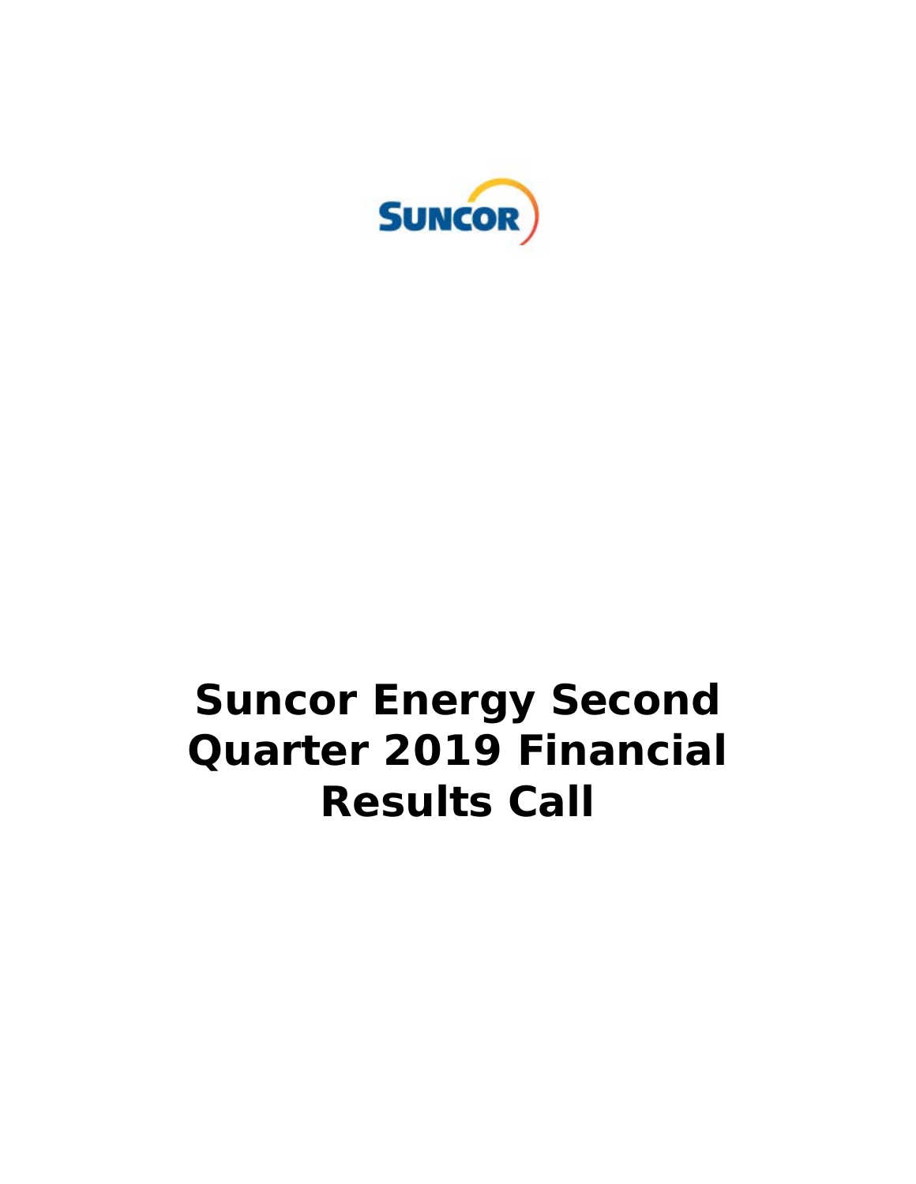# Suncor Energy Second Quarter 2019 Financial Results Call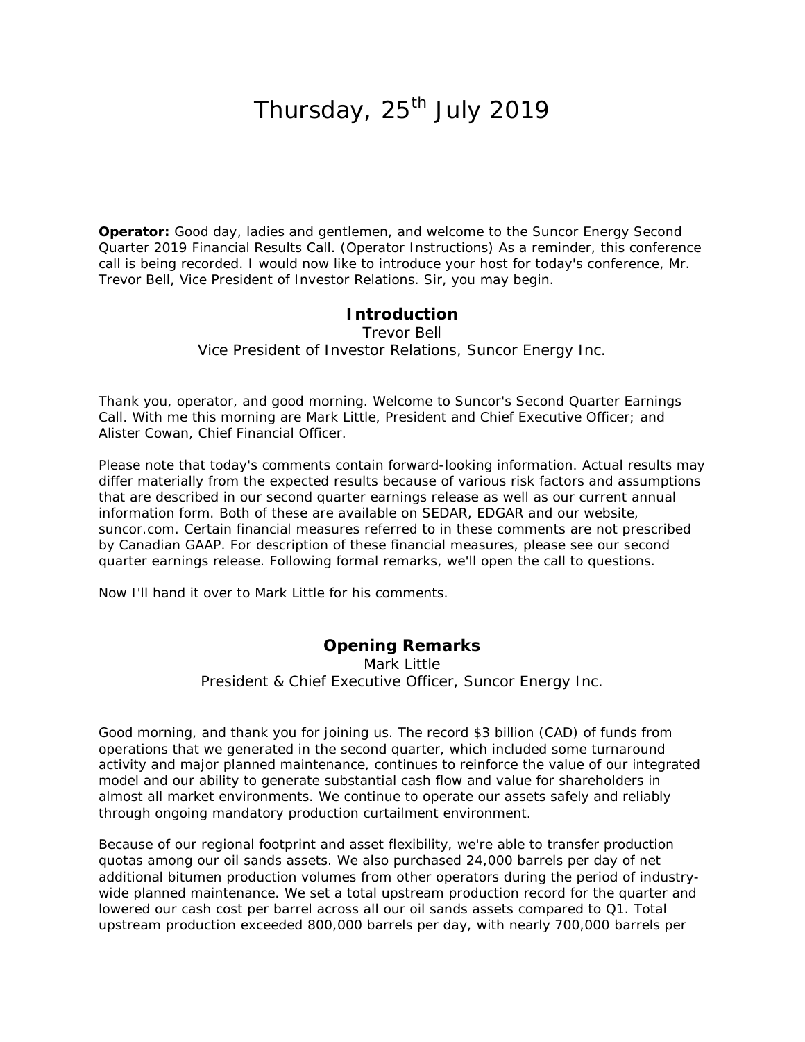# Thursday, 25th July 2019

**Operator:** Good day, ladies and gentlemen, and welcome to the Suncor Energy Second Quarter 2019 Financial Results Call. (Operator Instructions) As a reminder, this conference call is being recorded. I would now like to introduce your host for today's conference, Mr. Trevor Bell, Vice President of Investor Relations. Sir, you may begin.

## Introduction

Trevor Bell
Vice President of Investor Relations, Suncor Energy Inc.

Thank you, operator, and good morning. Welcome to Suncor's Second Quarter Earnings Call. With me this morning are Mark Little, President and Chief Executive Officer; and Alister Cowan, Chief Financial Officer.

Please note that today's comments contain forward-looking information. Actual results may differ materially from the expected results because of various risk factors and assumptions that are described in our second quarter earnings release as well as our current annual information form. Both of these are available on SEDAR, EDGAR and our website, suncor.com. Certain financial measures referred to in these comments are not prescribed by Canadian GAAP. For description of these financial measures, please see our second quarter earnings release. Following formal remarks, we'll open the call to questions.

Now I'll hand it over to Mark Little for his comments.

## Opening Remarks

Mark Little
President & Chief Executive Officer, Suncor Energy Inc.

Good morning, and thank you for joining us. The record $3 billion (CAD) of funds from operations that we generated in the second quarter, which included some turnaround activity and major planned maintenance, continues to reinforce the value of our integrated model and our ability to generate substantial cash flow and value for shareholders in almost all market environments. We continue to operate our assets safely and reliably through ongoing mandatory production curtailment environment.

Because of our regional footprint and asset flexibility, we're able to transfer production quotas among our oil sands assets. We also purchased 24,000 barrels per day of net additional bitumen production volumes from other operators during the period of industry-wide planned maintenance. We set a total upstream production record for the quarter and lowered our cash cost per barrel across all our oil sands assets compared to Q1. Total upstream production exceeded 800,000 barrels per day, with nearly 700,000 barrels per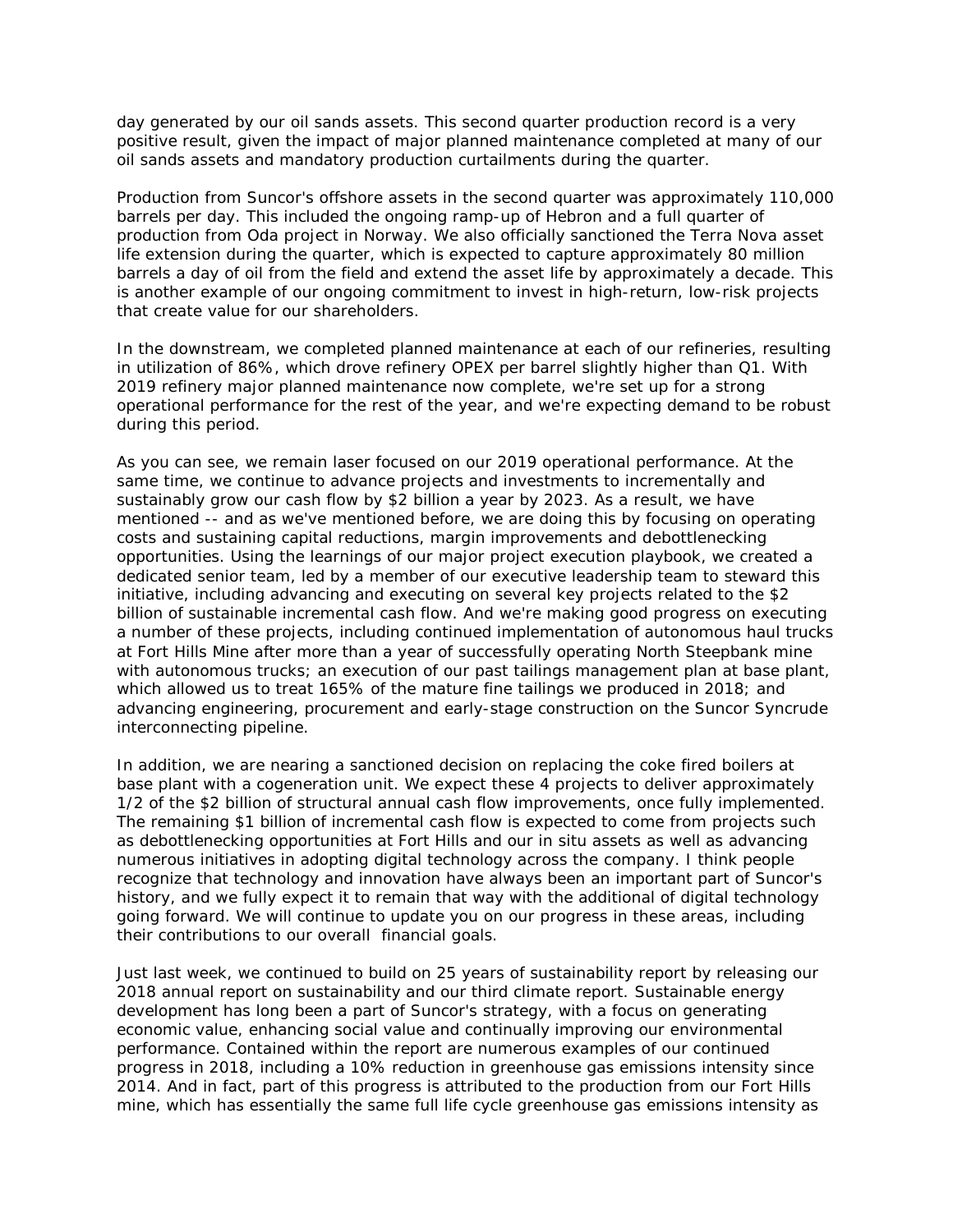day generated by our oil sands assets. This second quarter production record is a very positive result, given the impact of major planned maintenance completed at many of our oil sands assets and mandatory production curtailments during the quarter.

Production from Suncor's offshore assets in the second quarter was approximately 110,000 barrels per day. This included the ongoing ramp-up of Hebron and a full quarter of production from Oda project in Norway. We also officially sanctioned the Terra Nova asset life extension during the quarter, which is expected to capture approximately 80 million barrels a day of oil from the field and extend the asset life by approximately a decade. This is another example of our ongoing commitment to invest in high-return, low-risk projects that create value for our shareholders.

In the downstream, we completed planned maintenance at each of our refineries, resulting in utilization of 86%, which drove refinery OPEX per barrel slightly higher than Q1. With 2019 refinery major planned maintenance now complete, we're set up for a strong operational performance for the rest of the year, and we're expecting demand to be robust during this period.

As you can see, we remain laser focused on our 2019 operational performance. At the same time, we continue to advance projects and investments to incrementally and sustainably grow our cash flow by $2 billion a year by 2023. As a result, we have mentioned -- and as we've mentioned before, we are doing this by focusing on operating costs and sustaining capital reductions, margin improvements and debottlenecking opportunities. Using the learnings of our major project execution playbook, we created a dedicated senior team, led by a member of our executive leadership team to steward this initiative, including advancing and executing on several key projects related to the $2 billion of sustainable incremental cash flow. And we're making good progress on executing a number of these projects, including continued implementation of autonomous haul trucks at Fort Hills Mine after more than a year of successfully operating North Steepbank mine with autonomous trucks; an execution of our past tailings management plan at base plant, which allowed us to treat 165% of the mature fine tailings we produced in 2018; and advancing engineering, procurement and early-stage construction on the Suncor Syncrude interconnecting pipeline.

In addition, we are nearing a sanctioned decision on replacing the coke fired boilers at base plant with a cogeneration unit. We expect these 4 projects to deliver approximately 1/2 of the $2 billion of structural annual cash flow improvements, once fully implemented. The remaining $1 billion of incremental cash flow is expected to come from projects such as debottlenecking opportunities at Fort Hills and our in situ assets as well as advancing numerous initiatives in adopting digital technology across the company. I think people recognize that technology and innovation have always been an important part of Suncor's history, and we fully expect it to remain that way with the additional of digital technology going forward. We will continue to update you on our progress in these areas, including their contributions to our overall financial goals.

Just last week, we continued to build on 25 years of sustainability report by releasing our 2018 annual report on sustainability and our third climate report. Sustainable energy development has long been a part of Suncor's strategy, with a focus on generating economic value, enhancing social value and continually improving our environmental performance. Contained within the report are numerous examples of our continued progress in 2018, including a 10% reduction in greenhouse gas emissions intensity since 2014. And in fact, part of this progress is attributed to the production from our Fort Hills mine, which has essentially the same full life cycle greenhouse gas emissions intensity as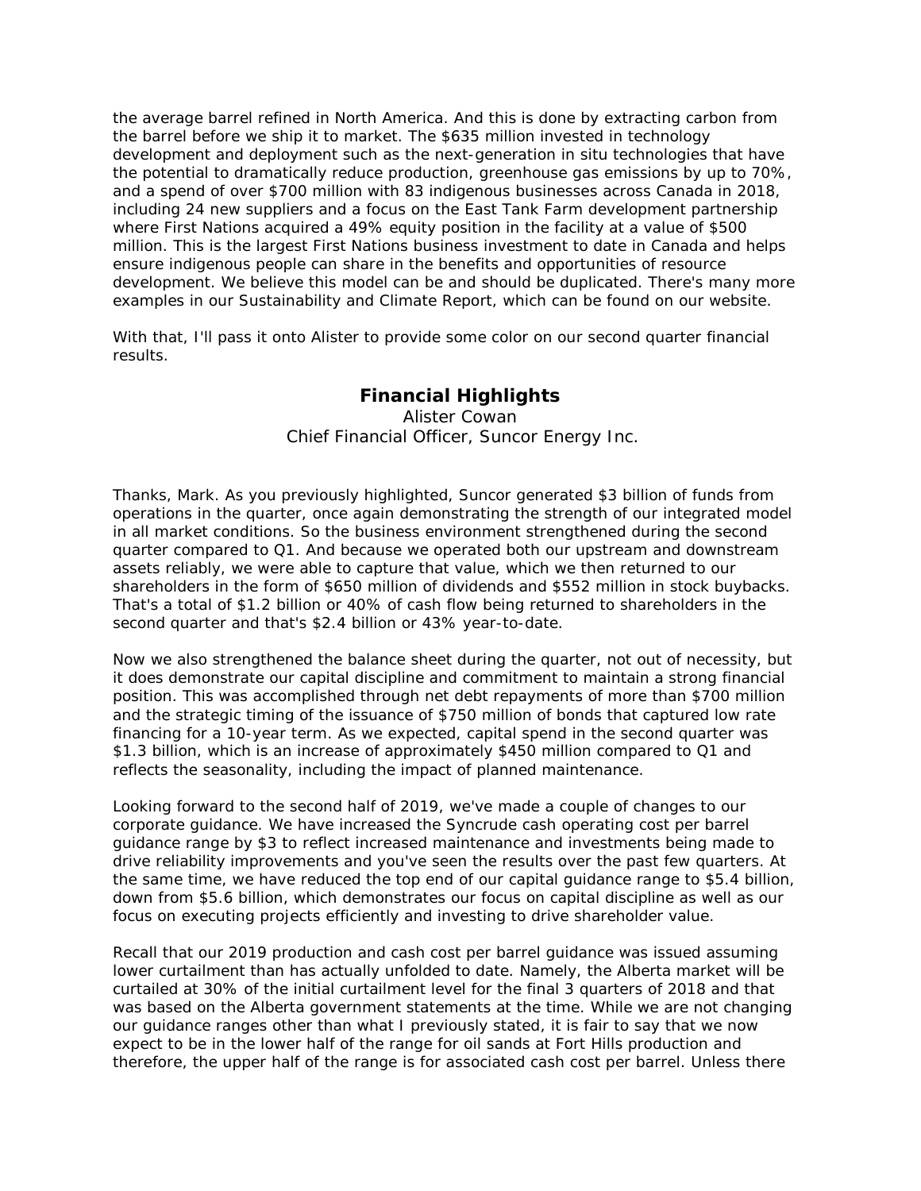the average barrel refined in North America. And this is done by extracting carbon from the barrel before we ship it to market. The $635 million invested in technology development and deployment such as the next-generation in situ technologies that have the potential to dramatically reduce production, greenhouse gas emissions by up to 70%, and a spend of over $700 million with 83 indigenous businesses across Canada in 2018, including 24 new suppliers and a focus on the East Tank Farm development partnership where First Nations acquired a 49% equity position in the facility at a value of $500 million. This is the largest First Nations business investment to date in Canada and helps ensure indigenous people can share in the benefits and opportunities of resource development. We believe this model can be and should be duplicated. There's many more examples in our Sustainability and Climate Report, which can be found on our website.

With that, I'll pass it onto Alister to provide some color on our second quarter financial results.

## Financial Highlights

Alister Cowan
Chief Financial Officer, Suncor Energy Inc.

Thanks, Mark. As you previously highlighted, Suncor generated $3 billion of funds from operations in the quarter, once again demonstrating the strength of our integrated model in all market conditions. So the business environment strengthened during the second quarter compared to Q1. And because we operated both our upstream and downstream assets reliably, we were able to capture that value, which we then returned to our shareholders in the form of $650 million of dividends and $552 million in stock buybacks. That's a total of $1.2 billion or 40% of cash flow being returned to shareholders in the second quarter and that's $2.4 billion or 43% year-to-date.

Now we also strengthened the balance sheet during the quarter, not out of necessity, but it does demonstrate our capital discipline and commitment to maintain a strong financial position. This was accomplished through net debt repayments of more than $700 million and the strategic timing of the issuance of $750 million of bonds that captured low rate financing for a 10-year term. As we expected, capital spend in the second quarter was $1.3 billion, which is an increase of approximately $450 million compared to Q1 and reflects the seasonality, including the impact of planned maintenance.

Looking forward to the second half of 2019, we've made a couple of changes to our corporate guidance. We have increased the Syncrude cash operating cost per barrel guidance range by $3 to reflect increased maintenance and investments being made to drive reliability improvements and you've seen the results over the past few quarters. At the same time, we have reduced the top end of our capital guidance range to $5.4 billion, down from $5.6 billion, which demonstrates our focus on capital discipline as well as our focus on executing projects efficiently and investing to drive shareholder value.

Recall that our 2019 production and cash cost per barrel guidance was issued assuming lower curtailment than has actually unfolded to date. Namely, the Alberta market will be curtailed at 30% of the initial curtailment level for the final 3 quarters of 2018 and that was based on the Alberta government statements at the time. While we are not changing our guidance ranges other than what I previously stated, it is fair to say that we now expect to be in the lower half of the range for oil sands at Fort Hills production and therefore, the upper half of the range is for associated cash cost per barrel. Unless there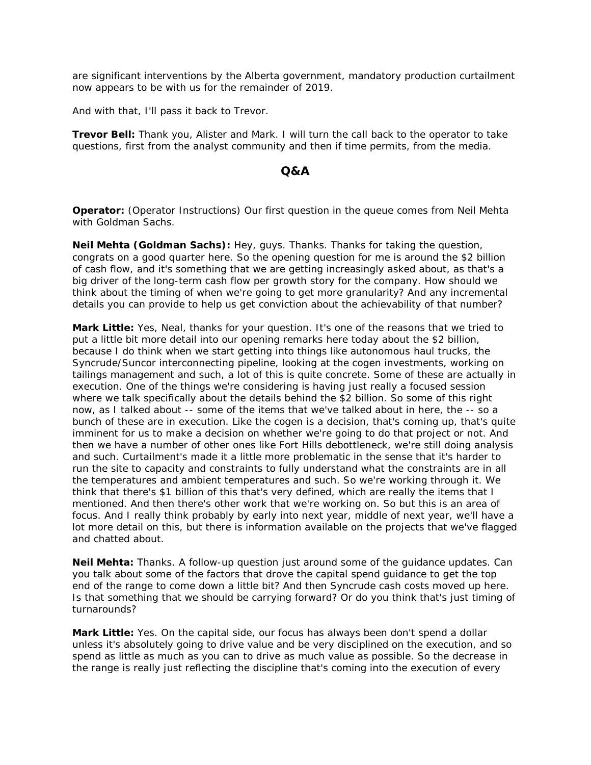are significant interventions by the Alberta government, mandatory production curtailment now appears to be with us for the remainder of 2019.

And with that, I'll pass it back to Trevor.

**Trevor Bell:** Thank you, Alister and Mark. I will turn the call back to the operator to take questions, first from the analyst community and then if time permits, from the media.

## Q&A

**Operator:** (Operator Instructions) Our first question in the queue comes from Neil Mehta with Goldman Sachs.

**Neil Mehta (Goldman Sachs):** Hey, guys. Thanks. Thanks for taking the question, congrats on a good quarter here. So the opening question for me is around the $2 billion of cash flow, and it's something that we are getting increasingly asked about, as that's a big driver of the long-term cash flow per growth story for the company. How should we think about the timing of when we're going to get more granularity? And any incremental details you can provide to help us get conviction about the achievability of that number?

**Mark Little:** Yes, Neal, thanks for your question. It's one of the reasons that we tried to put a little bit more detail into our opening remarks here today about the $2 billion, because I do think when we start getting into things like autonomous haul trucks, the Syncrude/Suncor interconnecting pipeline, looking at the cogen investments, working on tailings management and such, a lot of this is quite concrete. Some of these are actually in execution. One of the things we're considering is having just really a focused session where we talk specifically about the details behind the $2 billion. So some of this right now, as I talked about -- some of the items that we've talked about in here, the -- so a bunch of these are in execution. Like the cogen is a decision, that's coming up, that's quite imminent for us to make a decision on whether we're going to do that project or not. And then we have a number of other ones like Fort Hills debottleneck, we're still doing analysis and such. Curtailment's made it a little more problematic in the sense that it's harder to run the site to capacity and constraints to fully understand what the constraints are in all the temperatures and ambient temperatures and such. So we're working through it. We think that there's $1 billion of this that's very defined, which are really the items that I mentioned. And then there's other work that we're working on. So but this is an area of focus. And I really think probably by early into next year, middle of next year, we'll have a lot more detail on this, but there is information available on the projects that we've flagged and chatted about.

**Neil Mehta:** Thanks. A follow-up question just around some of the guidance updates. Can you talk about some of the factors that drove the capital spend guidance to get the top end of the range to come down a little bit? And then Syncrude cash costs moved up here. Is that something that we should be carrying forward? Or do you think that's just timing of turnarounds?

**Mark Little:** Yes. On the capital side, our focus has always been don't spend a dollar unless it's absolutely going to drive value and be very disciplined on the execution, and so spend as little as much as you can to drive as much value as possible. So the decrease in the range is really just reflecting the discipline that's coming into the execution of every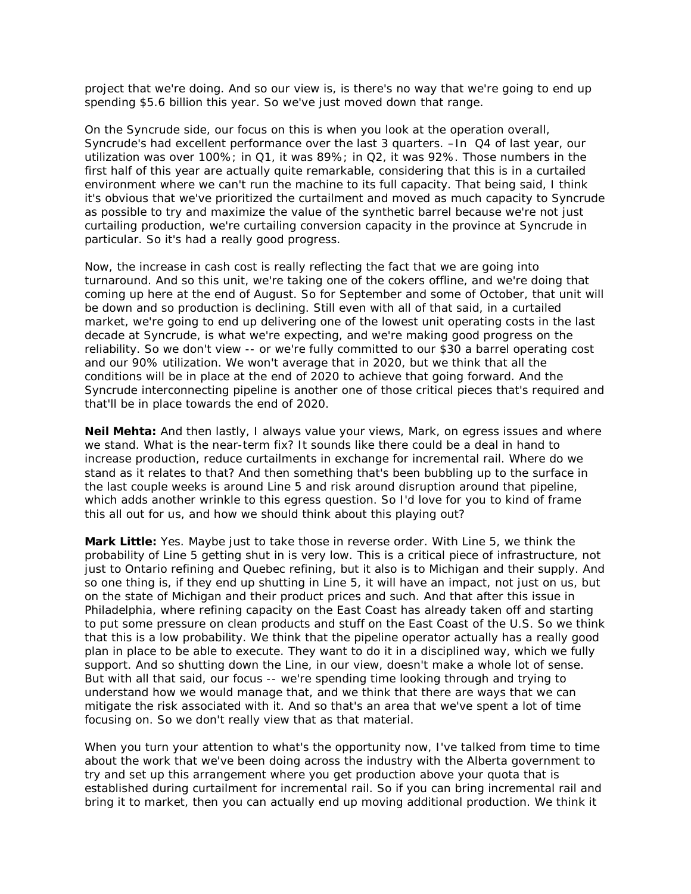project that we're doing. And so our view is, is there's no way that we're going to end up spending $5.6 billion this year. So we've just moved down that range.

On the Syncrude side, our focus on this is when you look at the operation overall, Syncrude's had excellent performance over the last 3 quarters. –In Q4 of last year, our utilization was over 100%; in Q1, it was 89%; in Q2, it was 92%. Those numbers in the first half of this year are actually quite remarkable, considering that this is in a curtailed environment where we can't run the machine to its full capacity. That being said, I think it's obvious that we've prioritized the curtailment and moved as much capacity to Syncrude as possible to try and maximize the value of the synthetic barrel because we're not just curtailing production, we're curtailing conversion capacity in the province at Syncrude in particular. So it's had a really good progress.

Now, the increase in cash cost is really reflecting the fact that we are going into turnaround. And so this unit, we're taking one of the cokers offline, and we're doing that coming up here at the end of August. So for September and some of October, that unit will be down and so production is declining. Still even with all of that said, in a curtailed market, we're going to end up delivering one of the lowest unit operating costs in the last decade at Syncrude, is what we're expecting, and we're making good progress on the reliability. So we don't view -- or we're fully committed to our $30 a barrel operating cost and our 90% utilization. We won't average that in 2020, but we think that all the conditions will be in place at the end of 2020 to achieve that going forward. And the Syncrude interconnecting pipeline is another one of those critical pieces that's required and that'll be in place towards the end of 2020.

**Neil Mehta:** And then lastly, I always value your views, Mark, on egress issues and where we stand. What is the near-term fix? It sounds like there could be a deal in hand to increase production, reduce curtailments in exchange for incremental rail. Where do we stand as it relates to that? And then something that's been bubbling up to the surface in the last couple weeks is around Line 5 and risk around disruption around that pipeline, which adds another wrinkle to this egress question. So I'd love for you to kind of frame this all out for us, and how we should think about this playing out?

**Mark Little:** Yes. Maybe just to take those in reverse order. With Line 5, we think the probability of Line 5 getting shut in is very low. This is a critical piece of infrastructure, not just to Ontario refining and Quebec refining, but it also is to Michigan and their supply. And so one thing is, if they end up shutting in Line 5, it will have an impact, not just on us, but on the state of Michigan and their product prices and such. And that after this issue in Philadelphia, where refining capacity on the East Coast has already taken off and starting to put some pressure on clean products and stuff on the East Coast of the U.S. So we think that this is a low probability. We think that the pipeline operator actually has a really good plan in place to be able to execute. They want to do it in a disciplined way, which we fully support. And so shutting down the Line, in our view, doesn't make a whole lot of sense. But with all that said, our focus -- we're spending time looking through and trying to understand how we would manage that, and we think that there are ways that we can mitigate the risk associated with it. And so that's an area that we've spent a lot of time focusing on. So we don't really view that as that material.

When you turn your attention to what's the opportunity now, I've talked from time to time about the work that we've been doing across the industry with the Alberta government to try and set up this arrangement where you get production above your quota that is established during curtailment for incremental rail. So if you can bring incremental rail and bring it to market, then you can actually end up moving additional production. We think it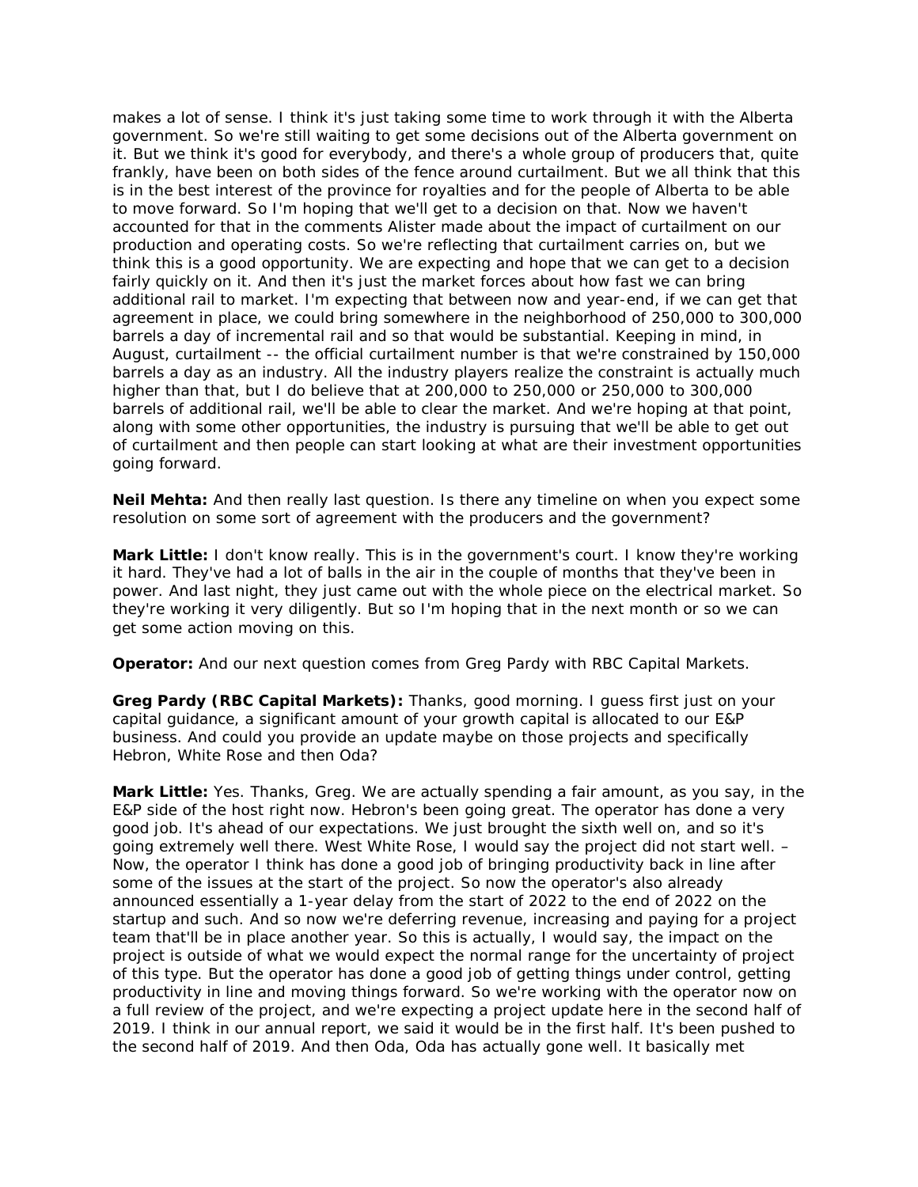makes a lot of sense. I think it's just taking some time to work through it with the Alberta government. So we're still waiting to get some decisions out of the Alberta government on it. But we think it's good for everybody, and there's a whole group of producers that, quite frankly, have been on both sides of the fence around curtailment. But we all think that this is in the best interest of the province for royalties and for the people of Alberta to be able to move forward. So I'm hoping that we'll get to a decision on that. Now we haven't accounted for that in the comments Alister made about the impact of curtailment on our production and operating costs. So we're reflecting that curtailment carries on, but we think this is a good opportunity. We are expecting and hope that we can get to a decision fairly quickly on it. And then it's just the market forces about how fast we can bring additional rail to market. I'm expecting that between now and year-end, if we can get that agreement in place, we could bring somewhere in the neighborhood of 250,000 to 300,000 barrels a day of incremental rail and so that would be substantial. Keeping in mind, in August, curtailment -- the official curtailment number is that we're constrained by 150,000 barrels a day as an industry. All the industry players realize the constraint is actually much higher than that, but I do believe that at 200,000 to 250,000 or 250,000 to 300,000 barrels of additional rail, we'll be able to clear the market. And we're hoping at that point, along with some other opportunities, the industry is pursuing that we'll be able to get out of curtailment and then people can start looking at what are their investment opportunities going forward.

**Neil Mehta:** And then really last question. Is there any timeline on when you expect some resolution on some sort of agreement with the producers and the government?

**Mark Little:** I don't know really. This is in the government's court. I know they're working it hard. They've had a lot of balls in the air in the couple of months that they've been in power. And last night, they just came out with the whole piece on the electrical market. So they're working it very diligently. But so I'm hoping that in the next month or so we can get some action moving on this.

**Operator:** And our next question comes from Greg Pardy with RBC Capital Markets.

**Greg Pardy (RBC Capital Markets):** Thanks, good morning. I guess first just on your capital guidance, a significant amount of your growth capital is allocated to our E&P business. And could you provide an update maybe on those projects and specifically Hebron, White Rose and then Oda?

**Mark Little:** Yes. Thanks, Greg. We are actually spending a fair amount, as you say, in the E&P side of the host right now. Hebron's been going great. The operator has done a very good job. It's ahead of our expectations. We just brought the sixth well on, and so it's going extremely well there. West White Rose, I would say the project did not start well. – Now, the operator I think has done a good job of bringing productivity back in line after some of the issues at the start of the project. So now the operator's also already announced essentially a 1-year delay from the start of 2022 to the end of 2022 on the startup and such. And so now we're deferring revenue, increasing and paying for a project team that'll be in place another year. So this is actually, I would say, the impact on the project is outside of what we would expect the normal range for the uncertainty of project of this type. But the operator has done a good job of getting things under control, getting productivity in line and moving things forward. So we're working with the operator now on a full review of the project, and we're expecting a project update here in the second half of 2019. I think in our annual report, we said it would be in the first half. It's been pushed to the second half of 2019. And then Oda, Oda has actually gone well. It basically met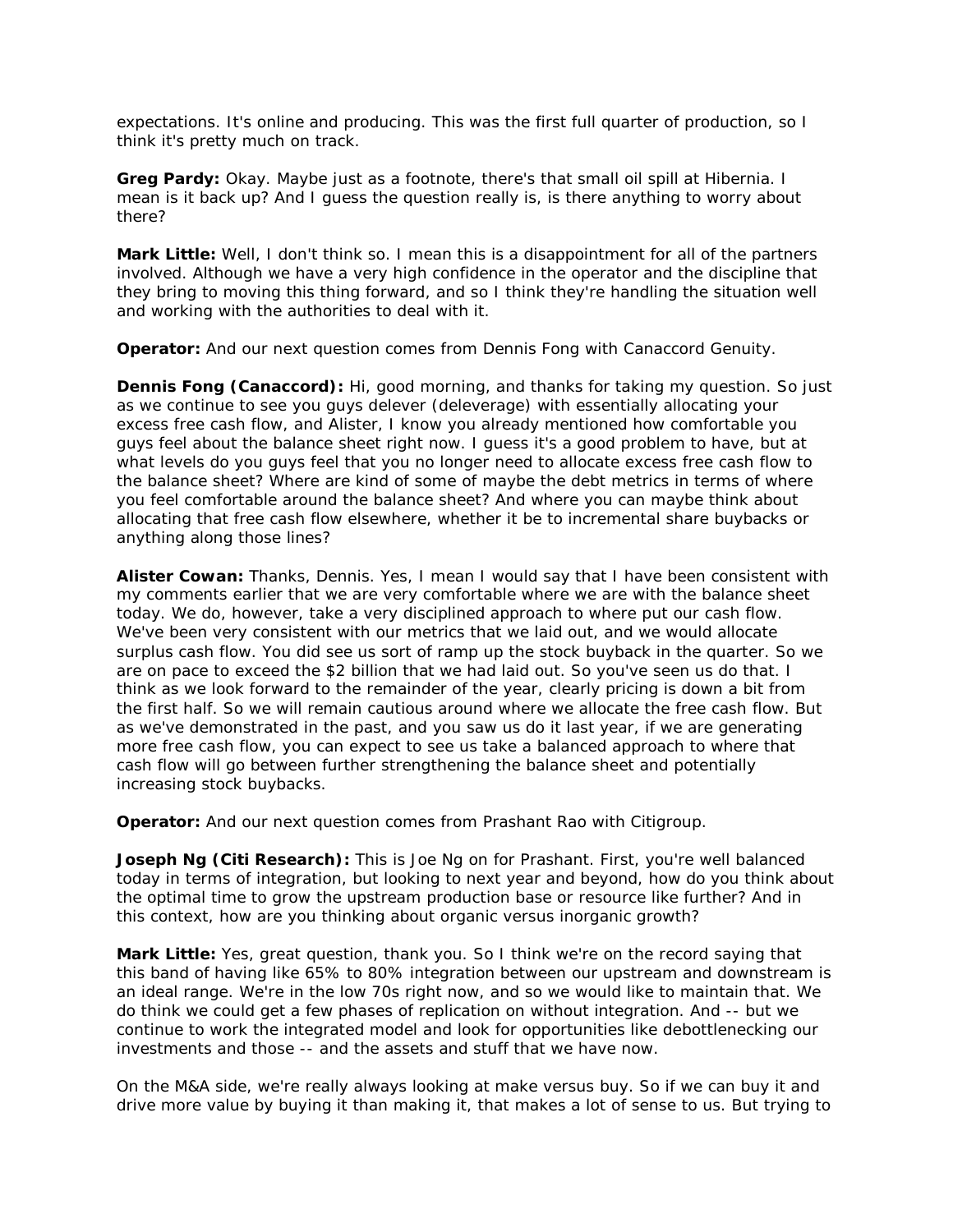expectations. It's online and producing. This was the first full quarter of production, so I think it's pretty much on track.

**Greg Pardy:** Okay. Maybe just as a footnote, there's that small oil spill at Hibernia. I mean is it back up? And I guess the question really is, is there anything to worry about there?

**Mark Little:** Well, I don't think so. I mean this is a disappointment for all of the partners involved. Although we have a very high confidence in the operator and the discipline that they bring to moving this thing forward, and so I think they're handling the situation well and working with the authorities to deal with it.

**Operator:** And our next question comes from Dennis Fong with Canaccord Genuity.

**Dennis Fong (Canaccord):** Hi, good morning, and thanks for taking my question. So just as we continue to see you guys delever (deleverage) with essentially allocating your excess free cash flow, and Alister, I know you already mentioned how comfortable you guys feel about the balance sheet right now. I guess it's a good problem to have, but at what levels do you guys feel that you no longer need to allocate excess free cash flow to the balance sheet? Where are kind of some of maybe the debt metrics in terms of where you feel comfortable around the balance sheet? And where you can maybe think about allocating that free cash flow elsewhere, whether it be to incremental share buybacks or anything along those lines?

**Alister Cowan:** Thanks, Dennis. Yes, I mean I would say that I have been consistent with my comments earlier that we are very comfortable where we are with the balance sheet today. We do, however, take a very disciplined approach to where put our cash flow. We've been very consistent with our metrics that we laid out, and we would allocate surplus cash flow. You did see us sort of ramp up the stock buyback in the quarter. So we are on pace to exceed the $2 billion that we had laid out. So you've seen us do that. I think as we look forward to the remainder of the year, clearly pricing is down a bit from the first half. So we will remain cautious around where we allocate the free cash flow. But as we've demonstrated in the past, and you saw us do it last year, if we are generating more free cash flow, you can expect to see us take a balanced approach to where that cash flow will go between further strengthening the balance sheet and potentially increasing stock buybacks.

**Operator:** And our next question comes from Prashant Rao with Citigroup.

**Joseph Ng (Citi Research):** This is Joe Ng on for Prashant. First, you're well balanced today in terms of integration, but looking to next year and beyond, how do you think about the optimal time to grow the upstream production base or resource like further? And in this context, how are you thinking about organic versus inorganic growth?

**Mark Little:** Yes, great question, thank you. So I think we're on the record saying that this band of having like 65% to 80% integration between our upstream and downstream is an ideal range. We're in the low 70s right now, and so we would like to maintain that. We do think we could get a few phases of replication on without integration. And -- but we continue to work the integrated model and look for opportunities like debottlenecking our investments and those -- and the assets and stuff that we have now.

On the M&A side, we're really always looking at make versus buy. So if we can buy it and drive more value by buying it than making it, that makes a lot of sense to us. But trying to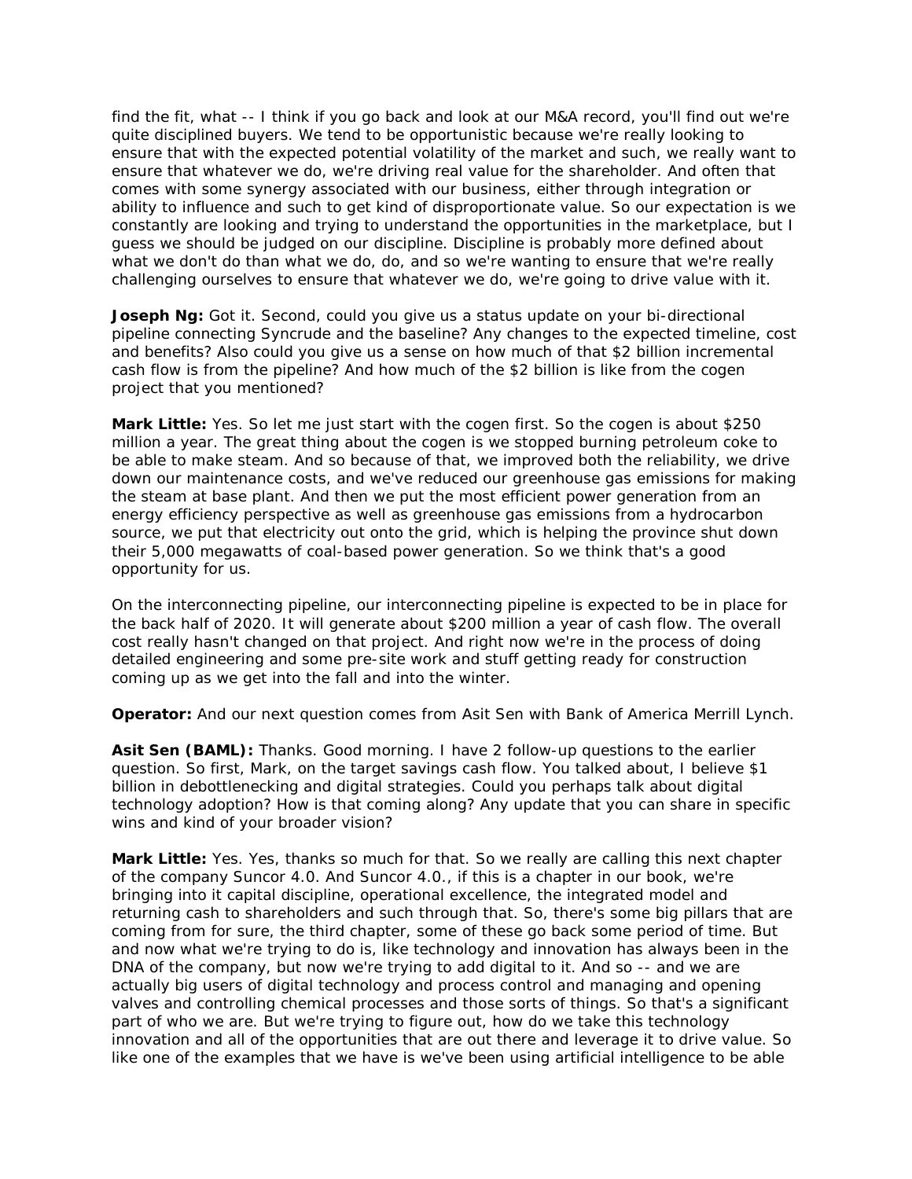find the fit, what -- I think if you go back and look at our M&A record, you'll find out we're quite disciplined buyers. We tend to be opportunistic because we're really looking to ensure that with the expected potential volatility of the market and such, we really want to ensure that whatever we do, we're driving real value for the shareholder. And often that comes with some synergy associated with our business, either through integration or ability to influence and such to get kind of disproportionate value. So our expectation is we constantly are looking and trying to understand the opportunities in the marketplace, but I guess we should be judged on our discipline. Discipline is probably more defined about what we don't do than what we do, do, and so we're wanting to ensure that we're really challenging ourselves to ensure that whatever we do, we're going to drive value with it.

**Joseph Ng:** Got it. Second, could you give us a status update on your bi-directional pipeline connecting Syncrude and the baseline? Any changes to the expected timeline, cost and benefits? Also could you give us a sense on how much of that $2 billion incremental cash flow is from the pipeline? And how much of the $2 billion is like from the cogen project that you mentioned?

**Mark Little:** Yes. So let me just start with the cogen first. So the cogen is about $250 million a year. The great thing about the cogen is we stopped burning petroleum coke to be able to make steam. And so because of that, we improved both the reliability, we drive down our maintenance costs, and we've reduced our greenhouse gas emissions for making the steam at base plant. And then we put the most efficient power generation from an energy efficiency perspective as well as greenhouse gas emissions from a hydrocarbon source, we put that electricity out onto the grid, which is helping the province shut down their 5,000 megawatts of coal-based power generation. So we think that's a good opportunity for us.

On the interconnecting pipeline, our interconnecting pipeline is expected to be in place for the back half of 2020. It will generate about $200 million a year of cash flow. The overall cost really hasn't changed on that project. And right now we're in the process of doing detailed engineering and some pre-site work and stuff getting ready for construction coming up as we get into the fall and into the winter.

**Operator:** And our next question comes from Asit Sen with Bank of America Merrill Lynch.

**Asit Sen (BAML):** Thanks. Good morning. I have 2 follow-up questions to the earlier question. So first, Mark, on the target savings cash flow. You talked about, I believe $1 billion in debottlenecking and digital strategies. Could you perhaps talk about digital technology adoption? How is that coming along? Any update that you can share in specific wins and kind of your broader vision?

**Mark Little:** Yes. Yes, thanks so much for that. So we really are calling this next chapter of the company Suncor 4.0. And Suncor 4.0., if this is a chapter in our book, we're bringing into it capital discipline, operational excellence, the integrated model and returning cash to shareholders and such through that. So, there's some big pillars that are coming from for sure, the third chapter, some of these go back some period of time. But and now what we're trying to do is, like technology and innovation has always been in the DNA of the company, but now we're trying to add digital to it. And so -- and we are actually big users of digital technology and process control and managing and opening valves and controlling chemical processes and those sorts of things. So that's a significant part of who we are. But we're trying to figure out, how do we take this technology innovation and all of the opportunities that are out there and leverage it to drive value. So like one of the examples that we have is we've been using artificial intelligence to be able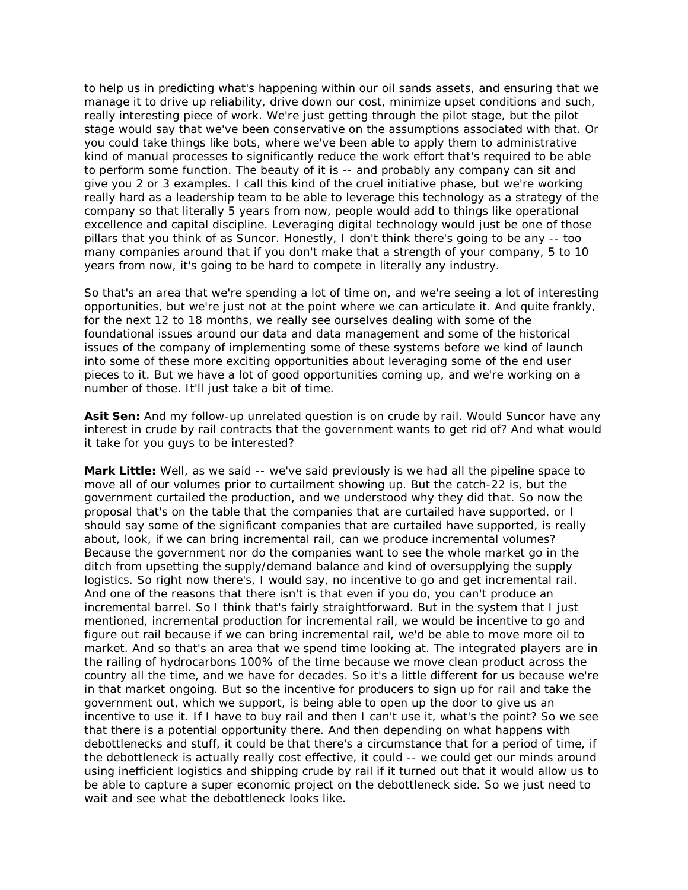to help us in predicting what's happening within our oil sands assets, and ensuring that we manage it to drive up reliability, drive down our cost, minimize upset conditions and such, really interesting piece of work. We're just getting through the pilot stage, but the pilot stage would say that we've been conservative on the assumptions associated with that. Or you could take things like bots, where we've been able to apply them to administrative kind of manual processes to significantly reduce the work effort that's required to be able to perform some function. The beauty of it is -- and probably any company can sit and give you 2 or 3 examples. I call this kind of the cruel initiative phase, but we're working really hard as a leadership team to be able to leverage this technology as a strategy of the company so that literally 5 years from now, people would add to things like operational excellence and capital discipline. Leveraging digital technology would just be one of those pillars that you think of as Suncor. Honestly, I don't think there's going to be any -- too many companies around that if you don't make that a strength of your company, 5 to 10 years from now, it's going to be hard to compete in literally any industry.

So that's an area that we're spending a lot of time on, and we're seeing a lot of interesting opportunities, but we're just not at the point where we can articulate it. And quite frankly, for the next 12 to 18 months, we really see ourselves dealing with some of the foundational issues around our data and data management and some of the historical issues of the company of implementing some of these systems before we kind of launch into some of these more exciting opportunities about leveraging some of the end user pieces to it. But we have a lot of good opportunities coming up, and we're working on a number of those. It'll just take a bit of time.

**Asit Sen:** And my follow-up unrelated question is on crude by rail. Would Suncor have any interest in crude by rail contracts that the government wants to get rid of? And what would it take for you guys to be interested?

**Mark Little:** Well, as we said -- we've said previously is we had all the pipeline space to move all of our volumes prior to curtailment showing up. But the catch-22 is, but the government curtailed the production, and we understood why they did that. So now the proposal that's on the table that the companies that are curtailed have supported, or I should say some of the significant companies that are curtailed have supported, is really about, look, if we can bring incremental rail, can we produce incremental volumes? Because the government nor do the companies want to see the whole market go in the ditch from upsetting the supply/demand balance and kind of oversupplying the supply logistics. So right now there's, I would say, no incentive to go and get incremental rail. And one of the reasons that there isn't is that even if you do, you can't produce an incremental barrel. So I think that's fairly straightforward. But in the system that I just mentioned, incremental production for incremental rail, we would be incentive to go and figure out rail because if we can bring incremental rail, we'd be able to move more oil to market. And so that's an area that we spend time looking at. The integrated players are in the railing of hydrocarbons 100% of the time because we move clean product across the country all the time, and we have for decades. So it's a little different for us because we're in that market ongoing. But so the incentive for producers to sign up for rail and take the government out, which we support, is being able to open up the door to give us an incentive to use it. If I have to buy rail and then I can't use it, what's the point? So we see that there is a potential opportunity there. And then depending on what happens with debottlenecks and stuff, it could be that there's a circumstance that for a period of time, if the debottleneck is actually really cost effective, it could -- we could get our minds around using inefficient logistics and shipping crude by rail if it turned out that it would allow us to be able to capture a super economic project on the debottleneck side. So we just need to wait and see what the debottleneck looks like.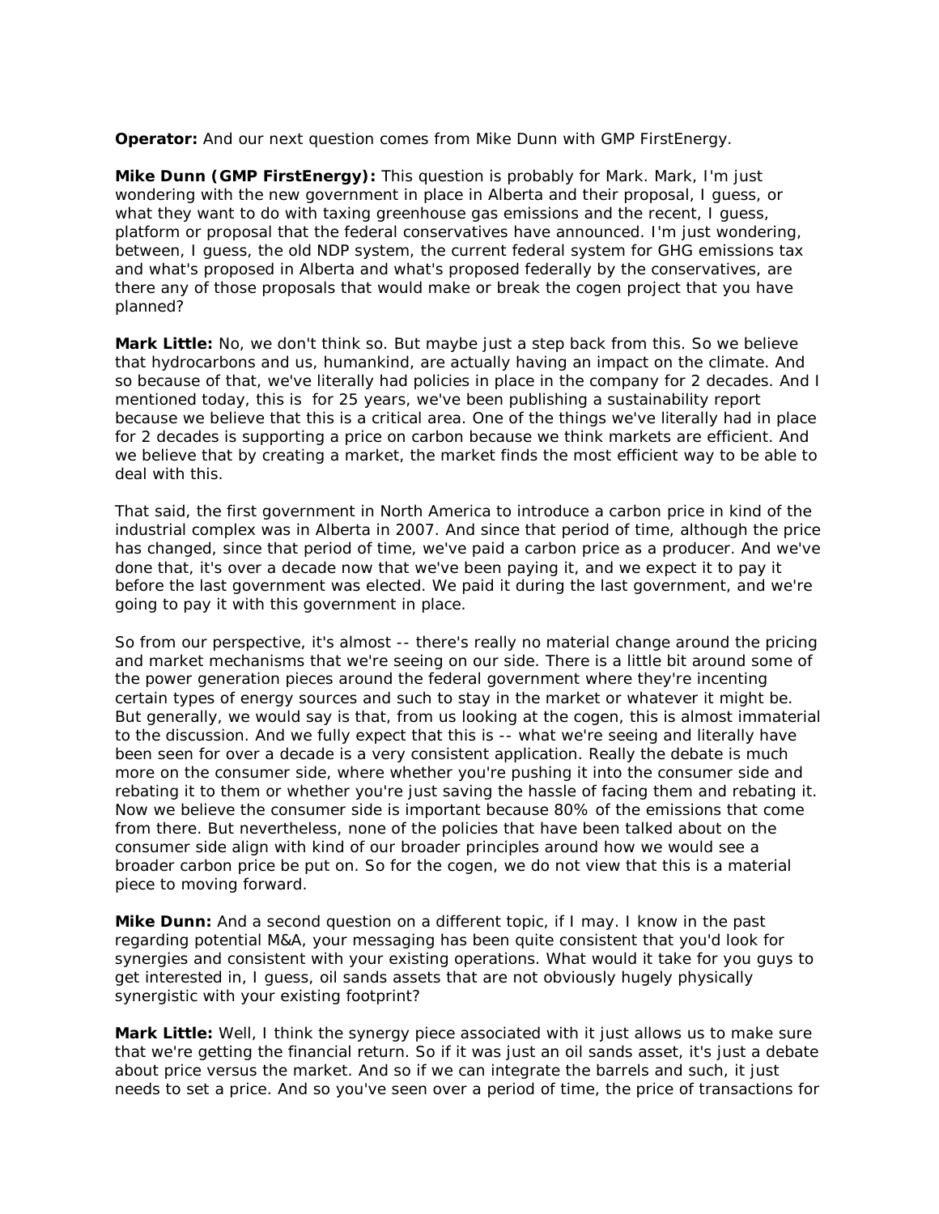**Operator:** And our next question comes from Mike Dunn with GMP FirstEnergy.

**Mike Dunn (GMP FirstEnergy):** This question is probably for Mark. Mark, I'm just wondering with the new government in place in Alberta and their proposal, I guess, or what they want to do with taxing greenhouse gas emissions and the recent, I guess, platform or proposal that the federal conservatives have announced. I'm just wondering, between, I guess, the old NDP system, the current federal system for GHG emissions tax and what's proposed in Alberta and what's proposed federally by the conservatives, are there any of those proposals that would make or break the cogen project that you have planned?

**Mark Little:** No, we don't think so. But maybe just a step back from this. So we believe that hydrocarbons and us, humankind, are actually having an impact on the climate. And so because of that, we've literally had policies in place in the company for 2 decades. And I mentioned today, this is for 25 years, we've been publishing a sustainability report because we believe that this is a critical area. One of the things we've literally had in place for 2 decades is supporting a price on carbon because we think markets are efficient. And we believe that by creating a market, the market finds the most efficient way to be able to deal with this.

That said, the first government in North America to introduce a carbon price in kind of the industrial complex was in Alberta in 2007. And since that period of time, although the price has changed, since that period of time, we've paid a carbon price as a producer. And we've done that, it's over a decade now that we've been paying it, and we expect it to pay it before the last government was elected. We paid it during the last government, and we're going to pay it with this government in place.

So from our perspective, it's almost -- there's really no material change around the pricing and market mechanisms that we're seeing on our side. There is a little bit around some of the power generation pieces around the federal government where they're incenting certain types of energy sources and such to stay in the market or whatever it might be. But generally, we would say is that, from us looking at the cogen, this is almost immaterial to the discussion. And we fully expect that this is -- what we're seeing and literally have been seen for over a decade is a very consistent application. Really the debate is much more on the consumer side, where whether you're pushing it into the consumer side and rebating it to them or whether you're just saving the hassle of facing them and rebating it. Now we believe the consumer side is important because 80% of the emissions that come from there. But nevertheless, none of the policies that have been talked about on the consumer side align with kind of our broader principles around how we would see a broader carbon price be put on. So for the cogen, we do not view that this is a material piece to moving forward.

**Mike Dunn:** And a second question on a different topic, if I may. I know in the past regarding potential M&A, your messaging has been quite consistent that you'd look for synergies and consistent with your existing operations. What would it take for you guys to get interested in, I guess, oil sands assets that are not obviously hugely physically synergistic with your existing footprint?

**Mark Little:** Well, I think the synergy piece associated with it just allows us to make sure that we're getting the financial return. So if it was just an oil sands asset, it's just a debate about price versus the market. And so if we can integrate the barrels and such, it just needs to set a price. And so you've seen over a period of time, the price of transactions for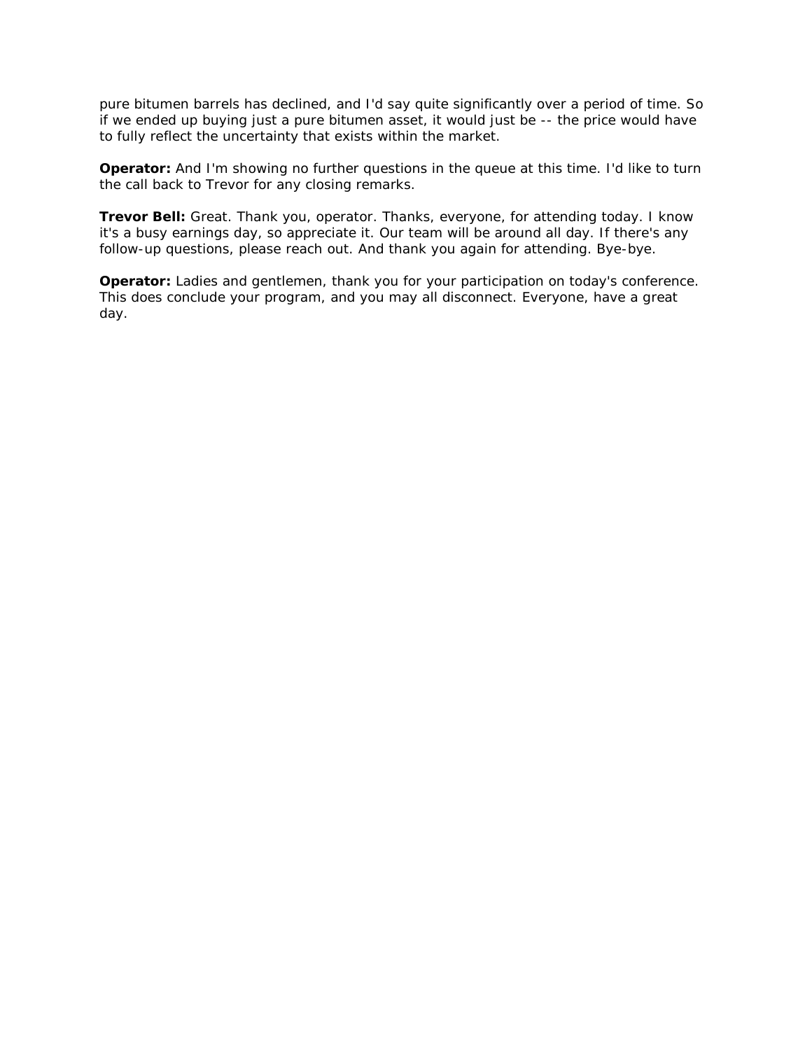pure bitumen barrels has declined, and I'd say quite significantly over a period of time. So if we ended up buying just a pure bitumen asset, it would just be -- the price would have to fully reflect the uncertainty that exists within the market.

**Operator:** And I'm showing no further questions in the queue at this time. I'd like to turn the call back to Trevor for any closing remarks.

**Trevor Bell:** Great. Thank you, operator. Thanks, everyone, for attending today. I know it's a busy earnings day, so appreciate it. Our team will be around all day. If there's any follow-up questions, please reach out. And thank you again for attending. Bye-bye.

**Operator:** Ladies and gentlemen, thank you for your participation on today's conference. This does conclude your program, and you may all disconnect. Everyone, have a great day.